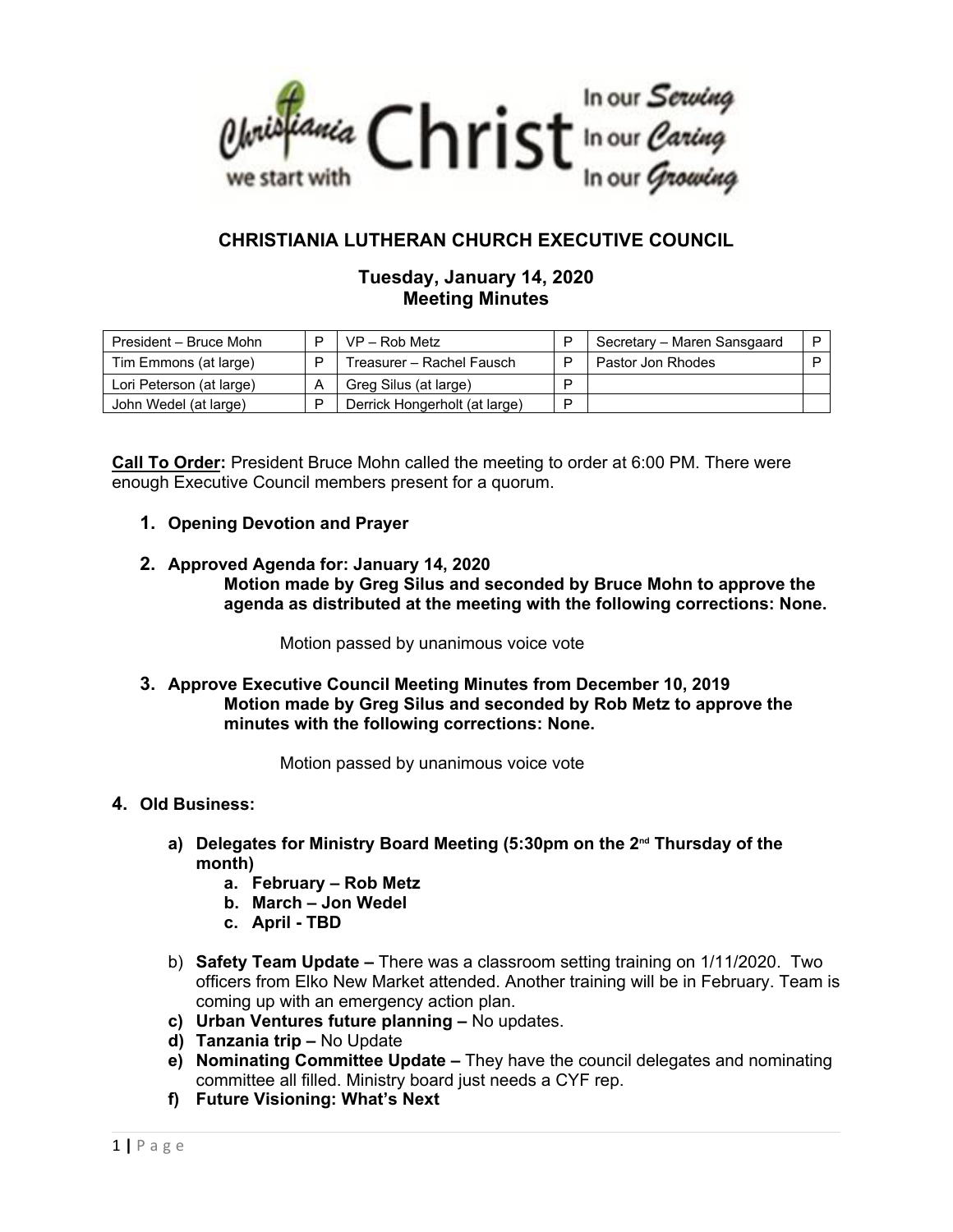Christiania we start with Christ — In our Serving, In our Caring, In our Growing

# CHRISTIANIA LUTHERAN CHURCH EXECUTIVE COUNCIL

## Tuesday, January 14, 2020
## Meeting Minutes

| | | | | | |
|---|---|---|---|---|---|
| President – Bruce Mohn | P | VP – Rob Metz | P | Secretary – Maren Sansgaard | P |
| Tim Emmons (at large) | P | Treasurer – Rachel Fausch | P | Pastor Jon Rhodes | P |
| Lori Peterson (at large) | A | Greg Silus (at large) | P | | |
| John Wedel (at large) | P | Derrick Hongerholt (at large) | P | | |

**Call To Order:** President Bruce Mohn called the meeting to order at 6:00 PM. There were enough Executive Council members present for a quorum.

1. **Opening Devotion and Prayer**

2. **Approved Agenda for: January 14, 2020**
   **Motion made by Greg Silus and seconded by Bruce Mohn to approve the agenda as distributed at the meeting with the following corrections: None.**

   Motion passed by unanimous voice vote

3. **Approve Executive Council Meeting Minutes from December 10, 2019**
   **Motion made by Greg Silus and seconded by Rob Metz to approve the minutes with the following corrections: None.**

   Motion passed by unanimous voice vote

4. **Old Business:**

   a) **Delegates for Ministry Board Meeting (5:30pm on the 2nd Thursday of the month)**
      a. **February – Rob Metz**
      b. **March – Jon Wedel**
      c. **April - TBD**

   b) **Safety Team Update –** There was a classroom setting training on 1/11/2020. Two officers from Elko New Market attended. Another training will be in February. Team is coming up with an emergency action plan.
   
   c) **Urban Ventures future planning –** No updates.
   
   d) **Tanzania trip –** No Update
   
   e) **Nominating Committee Update –** They have the council delegates and nominating committee all filled. Ministry board just needs a CYF rep.
   
   f) **Future Visioning: What's Next**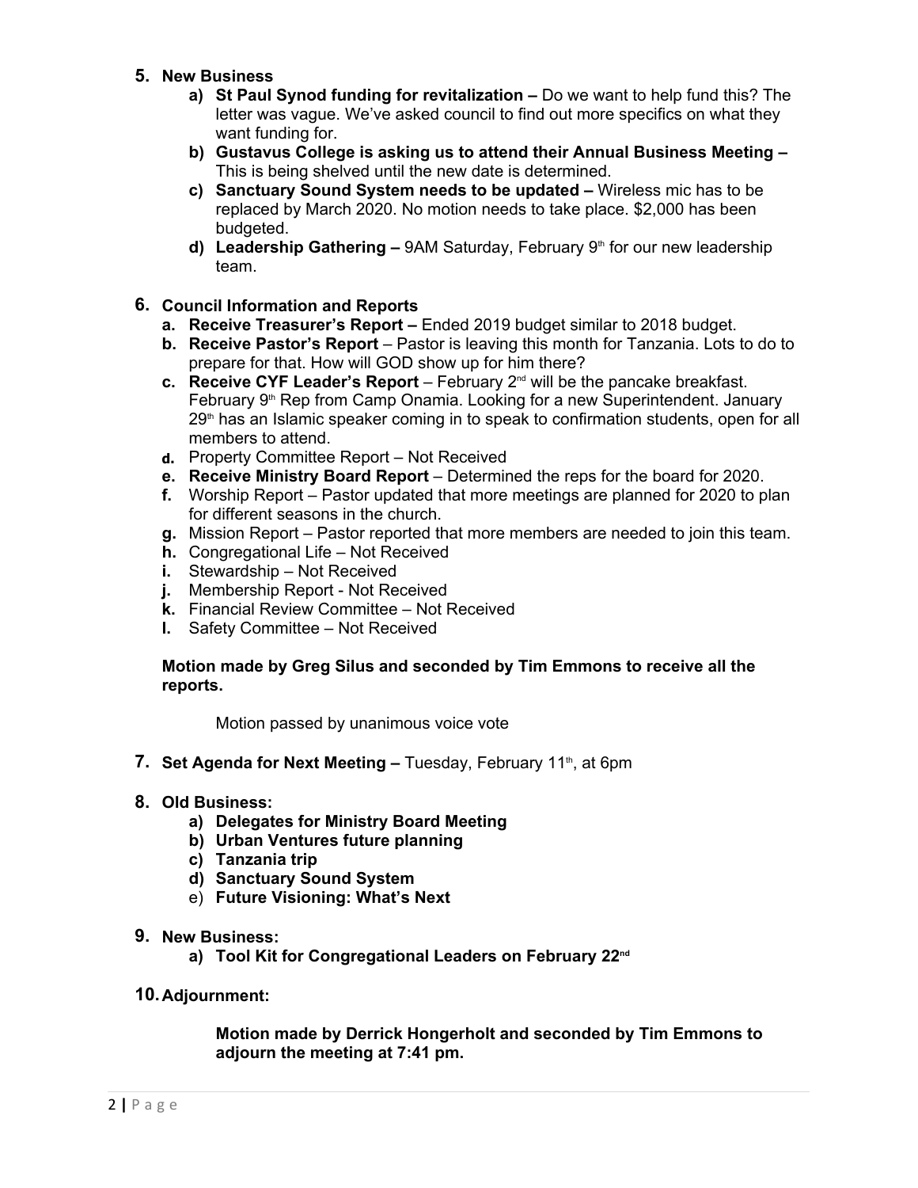5. **New Business**
    - a) **St Paul Synod funding for revitalization –** Do we want to help fund this? The letter was vague. We've asked council to find out more specifics on what they want funding for.
    - b) **Gustavus College is asking us to attend their Annual Business Meeting –** This is being shelved until the new date is determined.
    - c) **Sanctuary Sound System needs to be updated –** Wireless mic has to be replaced by March 2020. No motion needs to take place. $2,000 has been budgeted.
    - d) **Leadership Gathering –** 9AM Saturday, February 9th for our new leadership team.

6. **Council Information and Reports**
    - a. **Receive Treasurer's Report –** Ended 2019 budget similar to 2018 budget.
    - b. **Receive Pastor's Report** – Pastor is leaving this month for Tanzania. Lots to do to prepare for that. How will GOD show up for him there?
    - c. **Receive CYF Leader's Report** – February 2nd will be the pancake breakfast. February 9th Rep from Camp Onamia. Looking for a new Superintendent. January 29th has an Islamic speaker coming in to speak to confirmation students, open for all members to attend.
    - d. Property Committee Report – Not Received
    - e. **Receive Ministry Board Report** – Determined the reps for the board for 2020.
    - f. Worship Report – Pastor updated that more meetings are planned for 2020 to plan for different seasons in the church.
    - g. Mission Report – Pastor reported that more members are needed to join this team.
    - h. Congregational Life – Not Received
    - i. Stewardship – Not Received
    - j. Membership Report - Not Received
    - k. Financial Review Committee – Not Received
    - l. Safety Committee – Not Received

    **Motion made by Greg Silus and seconded by Tim Emmons to receive all the reports.**

    Motion passed by unanimous voice vote

7. **Set Agenda for Next Meeting –** Tuesday, February 11th, at 6pm

8. **Old Business:**
    - a) **Delegates for Ministry Board Meeting**
    - b) **Urban Ventures future planning**
    - c) **Tanzania trip**
    - d) **Sanctuary Sound System**
    - e) **Future Visioning: What's Next**

9. **New Business:**
    - a) **Tool Kit for Congregational Leaders on February 22nd**

10. **Adjournment:**

    **Motion made by Derrick Hongerholt and seconded by Tim Emmons to adjourn the meeting at 7:41 pm.**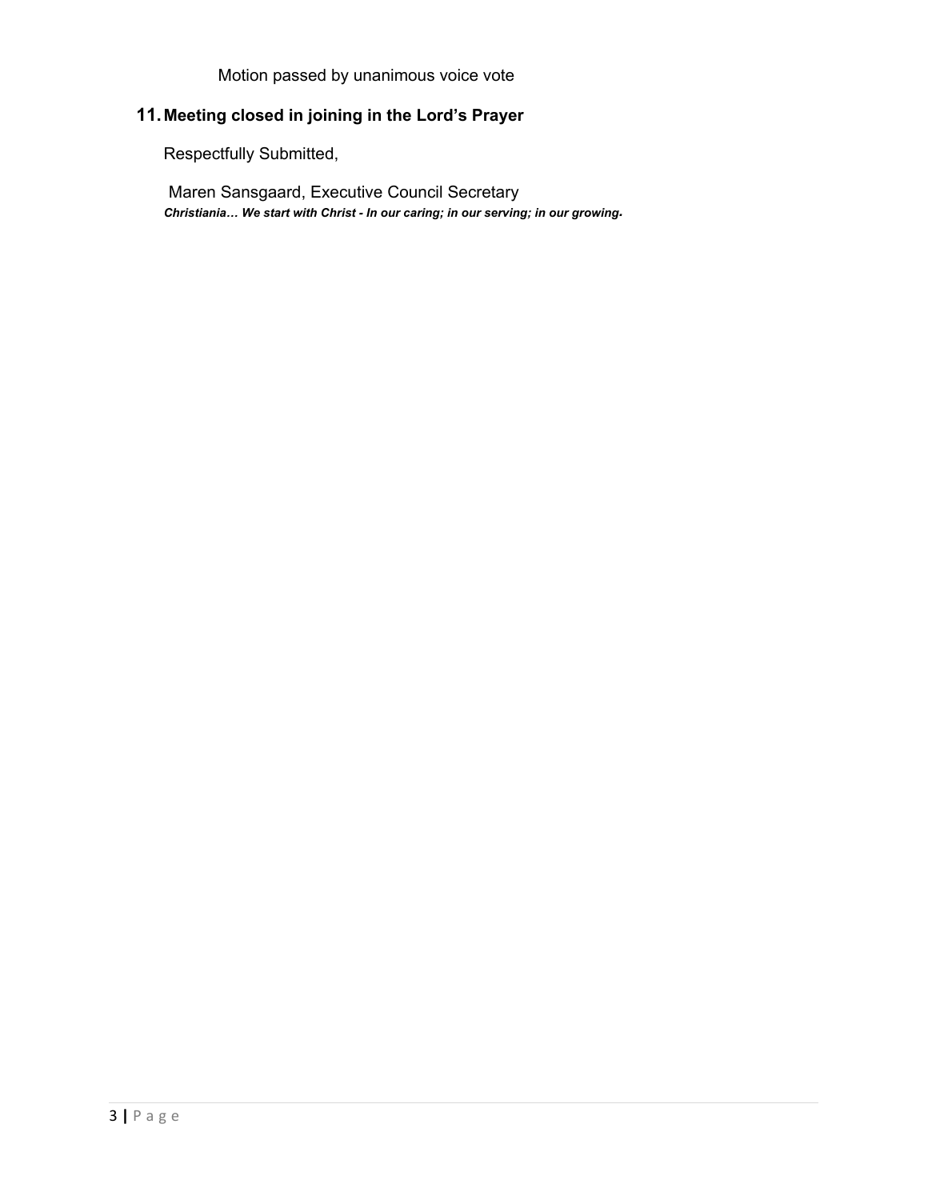Motion passed by unanimous voice vote

**11. Meeting closed in joining in the Lord's Prayer**

Respectfully Submitted,

Maren Sansgaard, Executive Council Secretary

***Christiania… We start with Christ - In our caring; in our serving; in our growing.***